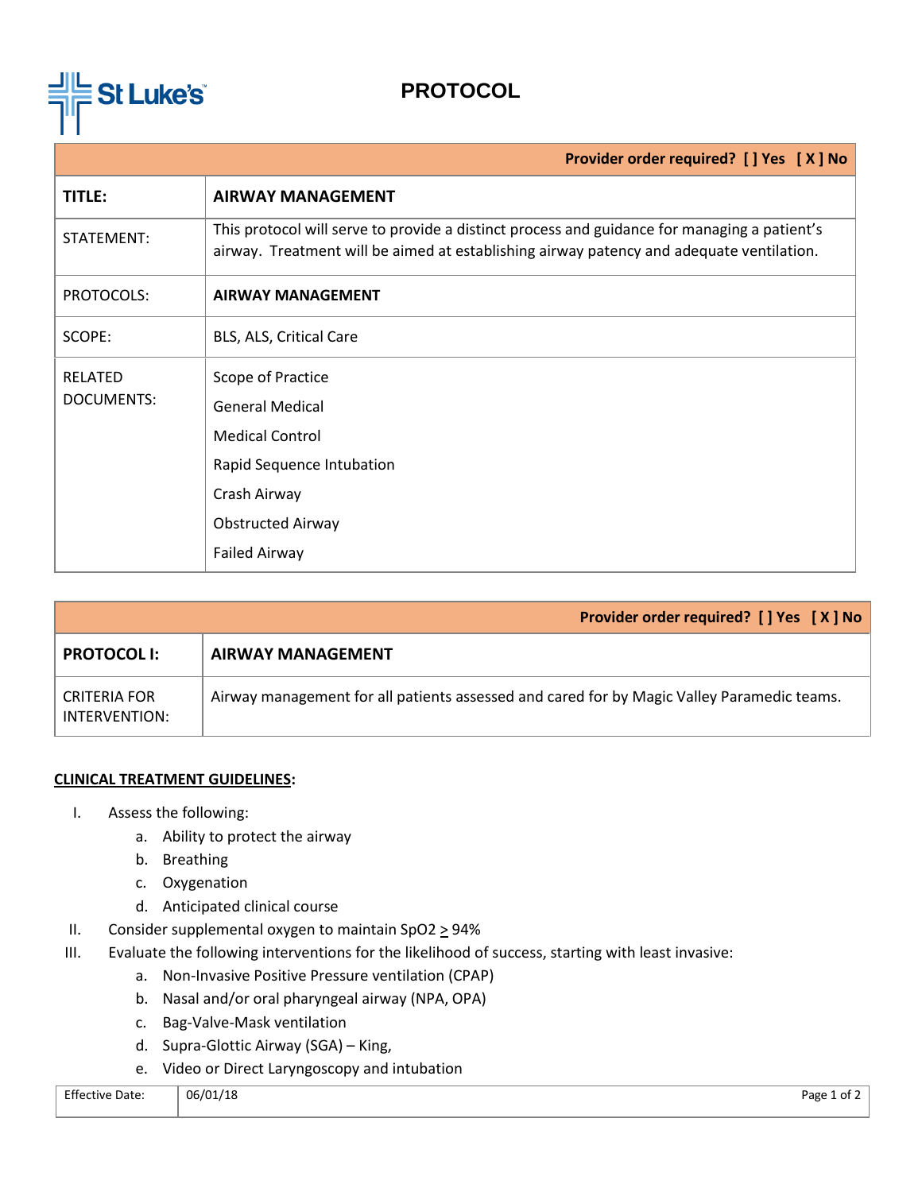St Luke's

# PROTOCOL

| Provider order required? [ ] Yes [ X ] No | |
|---|---|
| **TITLE:** | **AIRWAY MANAGEMENT** |
| STATEMENT: | This protocol will serve to provide a distinct process and guidance for managing a patient's airway. Treatment will be aimed at establishing airway patency and adequate ventilation. |
| PROTOCOLS: | **AIRWAY MANAGEMENT** |
| SCOPE: | BLS, ALS, Critical Care |
| RELATED DOCUMENTS: | Scope of Practice<br>General Medical<br>Medical Control<br>Rapid Sequence Intubation<br>Crash Airway<br>Obstructed Airway<br>Failed Airway |

| Provider order required? [ ] Yes [ X ] No | |
|---|---|
| **PROTOCOL I:** | **AIRWAY MANAGEMENT** |
| CRITERIA FOR INTERVENTION: | Airway management for all patients assessed and cared for by Magic Valley Paramedic teams. |

**CLINICAL TREATMENT GUIDELINES:**

I. Assess the following:
   a. Ability to protect the airway
   b. Breathing
   c. Oxygenation
   d. Anticipated clinical course

II. Consider supplemental oxygen to maintain SpO2 $\geq$ 94%

III. Evaluate the following interventions for the likelihood of success, starting with least invasive:
   a. Non-Invasive Positive Pressure ventilation (CPAP)
   b. Nasal and/or oral pharyngeal airway (NPA, OPA)
   c. Bag-Valve-Mask ventilation
   d. Supra-Glottic Airway (SGA) – King,
   e. Video or Direct Laryngoscopy and intubation

| Effective Date: | 06/01/18 |
|---|---|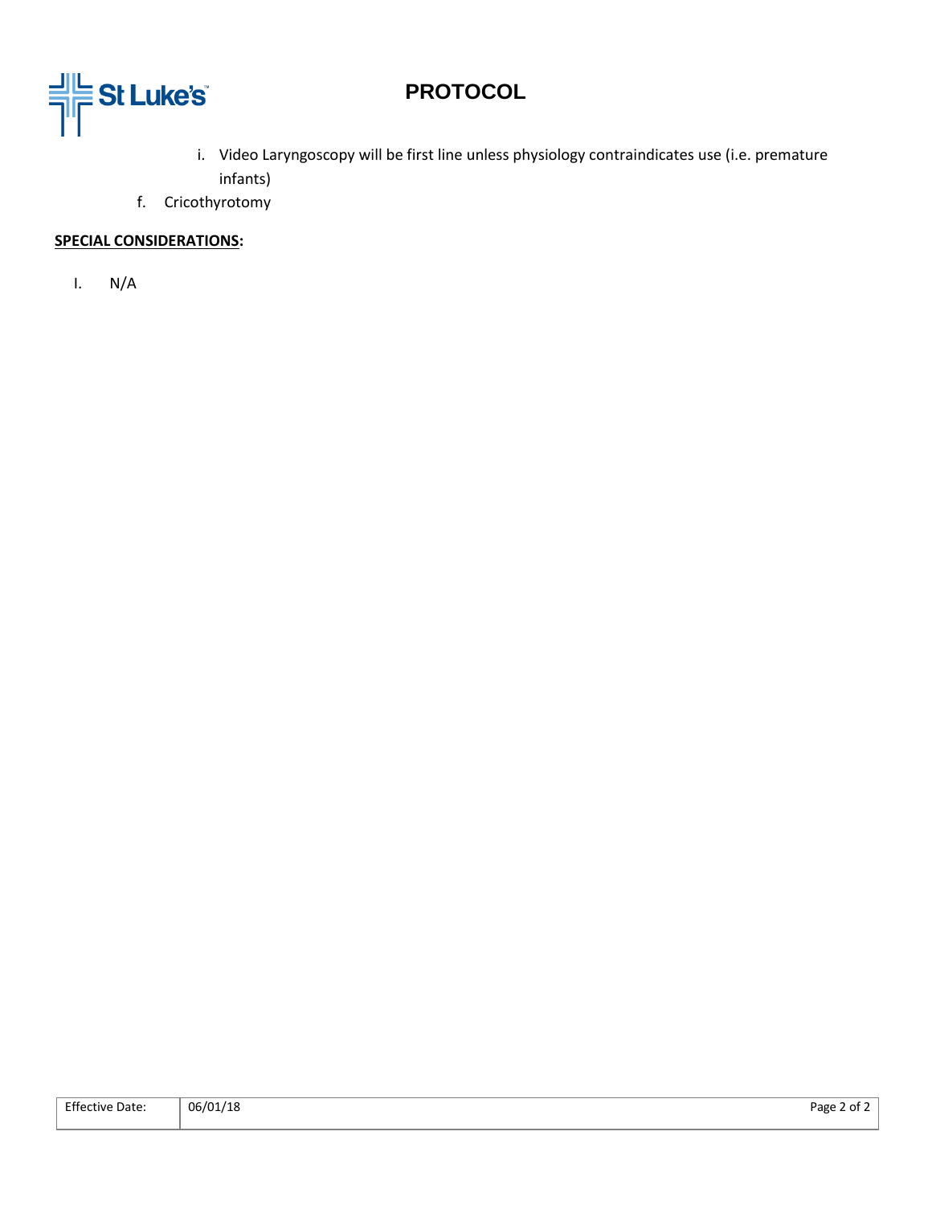i. Video Laryngoscopy will be first line unless physiology contraindicates use (i.e. premature infants)

f. Cricothyrotomy

**SPECIAL CONSIDERATIONS:**

I. N/A

| | | |
|---|---|---|
| Effective Date: | 06/01/18 | |